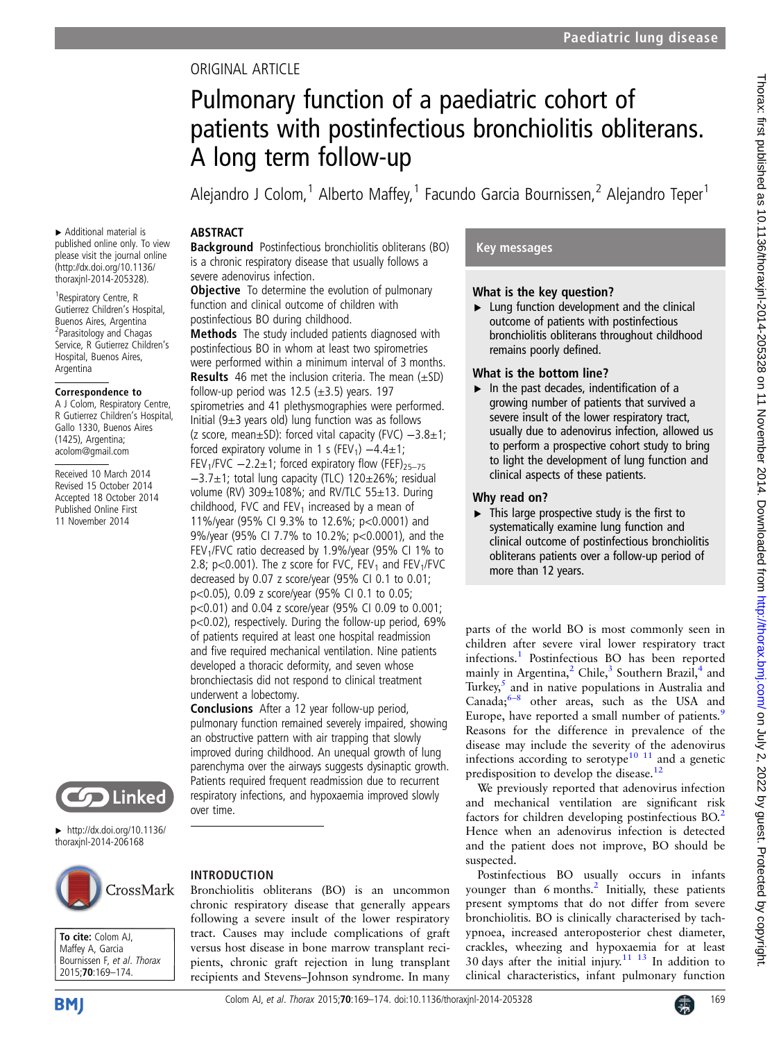ORIGINAL ARTICLE

# Pulmonary function of a paediatric cohort of patients with postinfectious bronchiolitis obliterans. A long term follow-up

Alejandro J Colom,[1] Alberto Maffey,[1] Facundo Garcia Bournissen,[2] Alejandro Teper[1]

▸ Additional material is published online only. To view please visit the journal online (http://dx.doi.org/10.1136/thoraxjnl-2014-205328).

[1]Respiratory Centre, R Gutierrez Children's Hospital, Buenos Aires, Argentina
[2]Parasitology and Chagas Service, R Gutierrez Children's Hospital, Buenos Aires, Argentina

**Correspondence to**
A J Colom, Respiratory Centre, R Gutierrez Children's Hospital, Gallo 1330, Buenos Aires (1425), Argentina; acolom@gmail.com

Received 10 March 2014
Revised 15 October 2014
Accepted 18 October 2014
Published Online First 11 November 2014

▸ http://dx.doi.org/10.1136/thoraxjnl-2014-206168

**To cite:** Colom AJ, Maffey A, Garcia Bournissen F, *et al*. *Thorax* 2015;**70**:169–174.

## ABSTRACT

**Background** Postinfectious bronchiolitis obliterans (BO) is a chronic respiratory disease that usually follows a severe adenovirus infection.

**Objective** To determine the evolution of pulmonary function and clinical outcome of children with postinfectious BO during childhood.

**Methods** The study included patients diagnosed with postinfectious BO in whom at least two spirometries were performed within a minimum interval of 3 months.

**Results** 46 met the inclusion criteria. The mean (±SD) follow-up period was 12.5 (±3.5) years. 197 spirometries and 41 plethysmographies were performed. Initial (9±3 years old) lung function was as follows (z score, mean±SD): forced vital capacity (FVC) −3.8±1; forced expiratory volume in 1 s ($FEV_1$) −4.4±1; $FEV_1$/FVC −2.2±1; forced expiratory flow ($FEF_{25–75}$) −3.7±1; total lung capacity (TLC) 120±26%; residual volume (RV) 309±108%; and RV/TLC 55±13. During childhood, FVC and $FEV_1$ increased by a mean of 11%/year (95% CI 9.3% to 12.6%; p<0.0001) and 9%/year (95% CI 7.7% to 10.2%; p<0.0001), and the $FEV_1$/FVC ratio decreased by 1.9%/year (95% CI 1% to 2.8; p<0.001). The z score for FVC, $FEV_1$ and $FEV_1$/FVC decreased by 0.07 z score/year (95% CI 0.1 to 0.01; p<0.05), 0.09 z score/year (95% CI 0.1 to 0.05; p<0.01) and 0.04 z score/year (95% CI 0.09 to 0.001; p<0.02), respectively. During the follow-up period, 69% of patients required at least one hospital readmission and five required mechanical ventilation. Nine patients developed a thoracic deformity, and seven whose bronchiectasis did not respond to clinical treatment underwent a lobectomy.

**Conclusions** After a 12 year follow-up period, pulmonary function remained severely impaired, showing an obstructive pattern with air trapping that slowly improved during childhood. An unequal growth of lung parenchyma over the airways suggests dysinaptic growth. Patients required frequent readmission due to recurrent respiratory infections, and hypoxaemia improved slowly over time.

## Key messages

### What is the key question?

▸ Lung function development and the clinical outcome of patients with postinfectious bronchiolitis obliterans throughout childhood remains poorly defined.

### What is the bottom line?

▸ In the past decades, indentification of a growing number of patients that survived a severe insult of the lower respiratory tract, usually due to adenovirus infection, allowed us to perform a prospective cohort study to bring to light the development of lung function and clinical aspects of these patients.

### Why read on?

▸ This large prospective study is the first to systematically examine lung function and clinical outcome of postinfectious bronchiolitis obliterans patients over a follow-up period of more than 12 years.

## INTRODUCTION

Bronchiolitis obliterans (BO) is an uncommon chronic respiratory disease that generally appears following a severe insult of the lower respiratory tract. Causes may include complications of graft versus host disease in bone marrow transplant recipients, chronic graft rejection in lung transplant recipients and Stevens–Johnson syndrome. In many parts of the world BO is most commonly seen in children after severe viral lower respiratory tract infections.[1] Postinfectious BO has been reported mainly in Argentina,[2] Chile,[3] Southern Brazil,[4] and Turkey,[5] and in native populations in Australia and Canada;[6–8] other areas, such as the USA and Europe, have reported a small number of patients.[9] Reasons for the difference in prevalence of the disease may include the severity of the adenovirus infections according to serotype[10 11] and a genetic predisposition to develop the disease.[12]

We previously reported that adenovirus infection and mechanical ventilation are significant risk factors for children developing postinfectious BO.[2] Hence when an adenovirus infection is detected and the patient does not improve, BO should be suspected.

Postinfectious BO usually occurs in infants younger than 6 months.[2] Initially, these patients present symptoms that do not differ from severe bronchiolitis. BO is clinically characterised by tachypnoea, increased anteroposterior chest diameter, crackles, wheezing and hypoxaemia for at least 30 days after the initial injury.[11 13] In addition to clinical characteristics, infant pulmonary function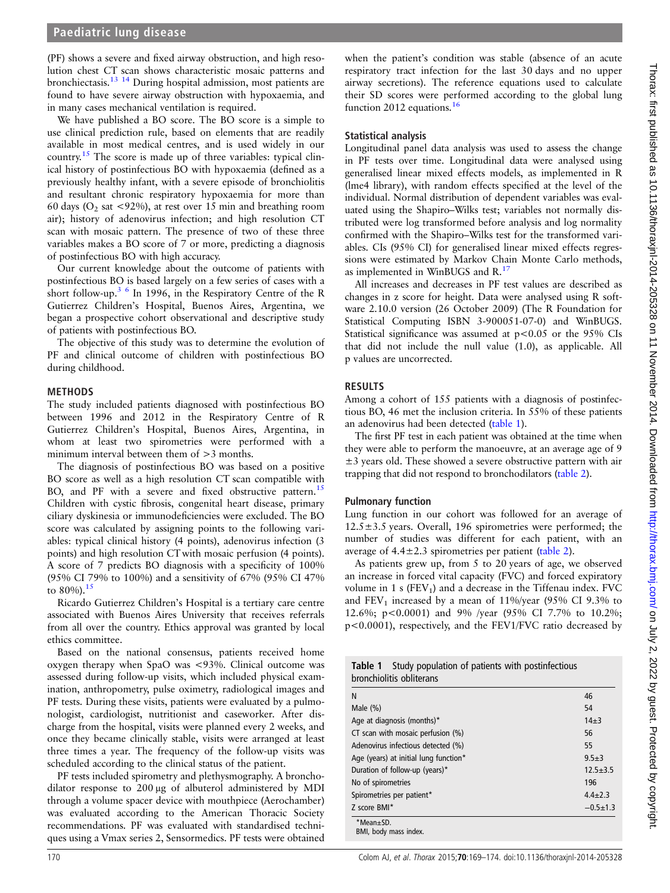(PF) shows a severe and fixed airway obstruction, and high resolution chest CT scan shows characteristic mosaic patterns and bronchiectasis.[13,14] During hospital admission, most patients are found to have severe airway obstruction with hypoxaemia, and in many cases mechanical ventilation is required.

We have published a BO score. The BO score is a simple to use clinical prediction rule, based on elements that are readily available in most medical centres, and is used widely in our country.[15] The score is made up of three variables: typical clinical history of postinfectious BO with hypoxaemia (defined as a previously healthy infant, with a severe episode of bronchiolitis and resultant chronic respiratory hypoxaemia for more than 60 days ($O_2$ sat <92%), at rest over 15 min and breathing room air); history of adenovirus infection; and high resolution CT scan with mosaic pattern. The presence of two of these three variables makes a BO score of 7 or more, predicting a diagnosis of postinfectious BO with high accuracy.

Our current knowledge about the outcome of patients with postinfectious BO is based largely on a few series of cases with a short follow-up.[3,6] In 1996, in the Respiratory Centre of the R Gutierrez Children's Hospital, Buenos Aires, Argentina, we began a prospective cohort observational and descriptive study of patients with postinfectious BO.

The objective of this study was to determine the evolution of PF and clinical outcome of children with postinfectious BO during childhood.

## METHODS

The study included patients diagnosed with postinfectious BO between 1996 and 2012 in the Respiratory Centre of R Gutierrez Children's Hospital, Buenos Aires, Argentina, in whom at least two spirometries were performed with a minimum interval between them of >3 months.

The diagnosis of postinfectious BO was based on a positive BO score as well as a high resolution CT scan compatible with BO, and PF with a severe and fixed obstructive pattern.[15] Children with cystic fibrosis, congenital heart disease, primary ciliary dyskinesia or immunodeficiencies were excluded. The BO score was calculated by assigning points to the following variables: typical clinical history (4 points), adenovirus infection (3 points) and high resolution CT with mosaic perfusion (4 points). A score of 7 predicts BO diagnosis with a specificity of 100% (95% CI 79% to 100%) and a sensitivity of 67% (95% CI 47% to 80%).[15]

Ricardo Gutierrez Children's Hospital is a tertiary care centre associated with Buenos Aires University that receives referrals from all over the country. Ethics approval was granted by local ethics committee.

Based on the national consensus, patients received home oxygen therapy when SpaO was <93%. Clinical outcome was assessed during follow-up visits, which included physical examination, anthropometry, pulse oximetry, radiological images and PF tests. During these visits, patients were evaluated by a pulmonologist, cardiologist, nutritionist and caseworker. After discharge from the hospital, visits were planned every 2 weeks, and once they became clinically stable, visits were arranged at least three times a year. The frequency of the follow-up visits was scheduled according to the clinical status of the patient.

PF tests included spirometry and plethysmography. A bronchodilator response to 200 µg of albuterol administered by MDI through a volume spacer device with mouthpiece (Aerochamber) was evaluated according to the American Thoracic Society recommendations. PF was evaluated with standardised techniques using a Vmax series 2, Sensormedics. PF tests were obtained when the patient's condition was stable (absence of an acute respiratory tract infection for the last 30 days and no upper airway secretions). The reference equations used to calculate their SD scores were performed according to the global lung function 2012 equations.[16]

### Statistical analysis

Longitudinal panel data analysis was used to assess the change in PF tests over time. Longitudinal data were analysed using generalised linear mixed effects models, as implemented in R (lme4 library), with random effects specified at the level of the individual. Normal distribution of dependent variables was evaluated using the Shapiro–Wilks test; variables not normally distributed were log transformed before analysis and log normality confirmed with the Shapiro–Wilks test for the transformed variables. CIs (95% CI) for generalised linear mixed effects regressions were estimated by Markov Chain Monte Carlo methods, as implemented in WinBUGS and R.[17]

All increases and decreases in PF test values are described as changes in z score for height. Data were analysed using R software 2.10.0 version (26 October 2009) (The R Foundation for Statistical Computing ISBN 3-900051-07-0) and WinBUGS. Statistical significance was assumed at p<0.05 or the 95% CIs that did not include the null value (1.0), as applicable. All p values are uncorrected.

## RESULTS

Among a cohort of 155 patients with a diagnosis of postinfectious BO, 46 met the inclusion criteria. In 55% of these patients an adenovirus had been detected (table 1).

The first PF test in each patient was obtained at the time when they were able to perform the manoeuvre, at an average age of 9 ±3 years old. These showed a severe obstructive pattern with air trapping that did not respond to bronchodilators (table 2).

### Pulmonary function

Lung function in our cohort was followed for an average of 12.5±3.5 years. Overall, 196 spirometries were performed; the number of studies was different for each patient, with an average of 4.4±2.3 spirometries per patient (table 2).

As patients grew up, from 5 to 20 years of age, we observed an increase in forced vital capacity (FVC) and forced expiratory volume in 1 s ($FEV_1$) and a decrease in the Tiffenau index. FVC and $FEV_1$ increased by a mean of 11%/year (95% CI 9.3% to 12.6%; p<0.0001) and 9% /year (95% CI 7.7% to 10.2%; p<0.0001), respectively, and the FEV1/FVC ratio decreased by

**Table 1** Study population of patients with postinfectious bronchiolitis obliterans

| | |
|---|---|
| N | 46 |
| Male (%) | 54 |
| Age at diagnosis (months)* | 14±3 |
| CT scan with mosaic perfusion (%) | 56 |
| Adenovirus infectious detected (%) | 55 |
| Age (years) at initial lung function* | 9.5±3 |
| Duration of follow-up (years)* | 12.5±3.5 |
| No of spirometries | 196 |
| Spirometries per patient* | 4.4±2.3 |
| Z score BMI* | −0.5±1.3 |

*Mean±SD.
BMI, body mass index.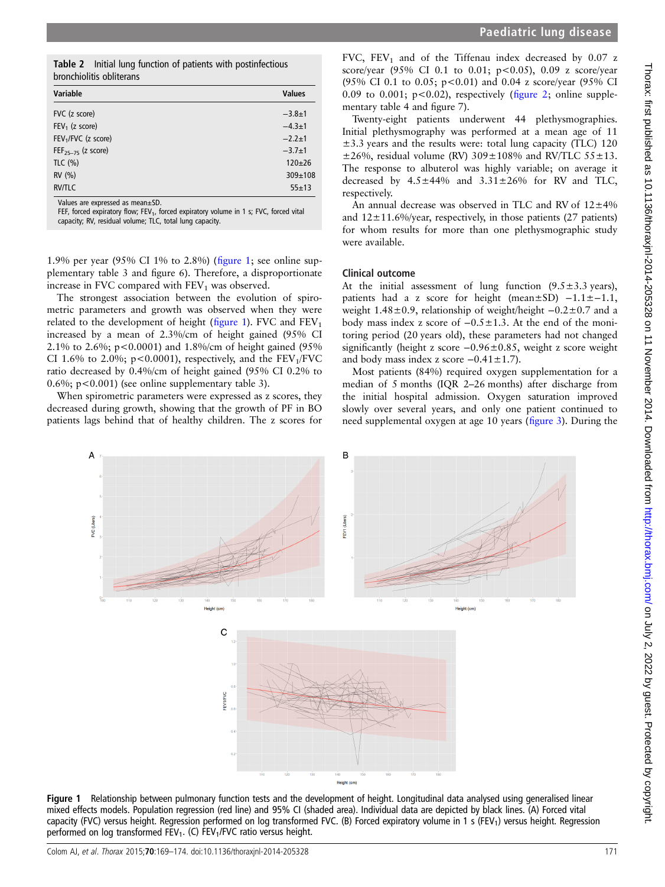**Table 2** Initial lung function of patients with postinfectious bronchiolitis obliterans

| Variable | Values |
|---|---|
| FVC (z score) | −3.8±1 |
| $FEV_1$ (z score) | −4.3±1 |
| $FEV_1$/FVC (z score) | −2.2±1 |
| $FEF_{25–75}$ (z score) | −3.7±1 |
| TLC (%) | 120±26 |
| RV (%) | 309±108 |
| RV/TLC | 55±13 |

Values are expressed as mean±SD.
FEF, forced expiratory flow; $FEV_1$, forced expiratory volume in 1 s; FVC, forced vital capacity; RV, residual volume; TLC, total lung capacity.

1.9% per year (95% CI 1% to 2.8%) (figure 1; see online supplementary table 3 and figure 6). Therefore, a disproportionate increase in FVC compared with $FEV_1$ was observed.

The strongest association between the evolution of spirometric parameters and growth was observed when they were related to the development of height (figure 1). FVC and $FEV_1$ increased by a mean of 2.3%/cm of height gained (95% CI 2.1% to 2.6%; p<0.0001) and 1.8%/cm of height gained (95% CI 1.6% to 2.0%; p<0.0001), respectively, and the $FEV_1$/FVC ratio decreased by 0.4%/cm of height gained (95% CI 0.2% to 0.6%; p<0.001) (see online supplementary table 3).

When spirometric parameters were expressed as z scores, they decreased during growth, showing that the growth of PF in BO patients lags behind that of healthy children. The z scores for FVC, $FEV_1$ and of the Tiffenau index decreased by 0.07 z score/year (95% CI 0.1 to 0.01; p<0.05), 0.09 z score/year (95% CI 0.1 to 0.05; p<0.01) and 0.04 z score/year (95% CI 0.09 to 0.001; p<0.02), respectively (figure 2; online supplementary table 4 and figure 7).

Twenty-eight patients underwent 44 plethysmographies. Initial plethysmography was performed at a mean age of 11 ±3.3 years and the results were: total lung capacity (TLC) 120 ±26%, residual volume (RV) 309±108% and RV/TLC 55±13. The response to albuterol was highly variable; on average it decreased by 4.5±44% and 3.31±26% for RV and TLC, respectively.

An annual decrease was observed in TLC and RV of 12±4% and 12±11.6%/year, respectively, in those patients (27 patients) for whom results for more than one plethysmographic study were available.

### Clinical outcome

At the initial assessment of lung function (9.5±3.3 years), patients had a z score for height (mean±SD) −1.1±−1.1, weight 1.48±0.9, relationship of weight/height −0.2±0.7 and a body mass index z score of −0.5±1.3. At the end of the monitoring period (20 years old), these parameters had not changed significantly (height z score −0.96±0.85, weight z score weight and body mass index z score −0.41±1.7).

Most patients (84%) required oxygen supplementation for a median of 5 months (IQR 2–26 months) after discharge from the initial hospital admission. Oxygen saturation improved slowly over several years, and only one patient continued to need supplemental oxygen at age 10 years (figure 3). During the

**Figure 1** Relationship between pulmonary function tests and the development of height. Longitudinal data analysed using generalised linear mixed effects models. Population regression (red line) and 95% CI (shaded area). Individual data are depicted by black lines. (A) Forced vital capacity (FVC) versus height. Regression performed on log transformed FVC. (B) Forced expiratory volume in 1 s ($FEV_1$) versus height. Regression performed on log transformed $FEV_1$. (C) $FEV_1$/FVC ratio versus height.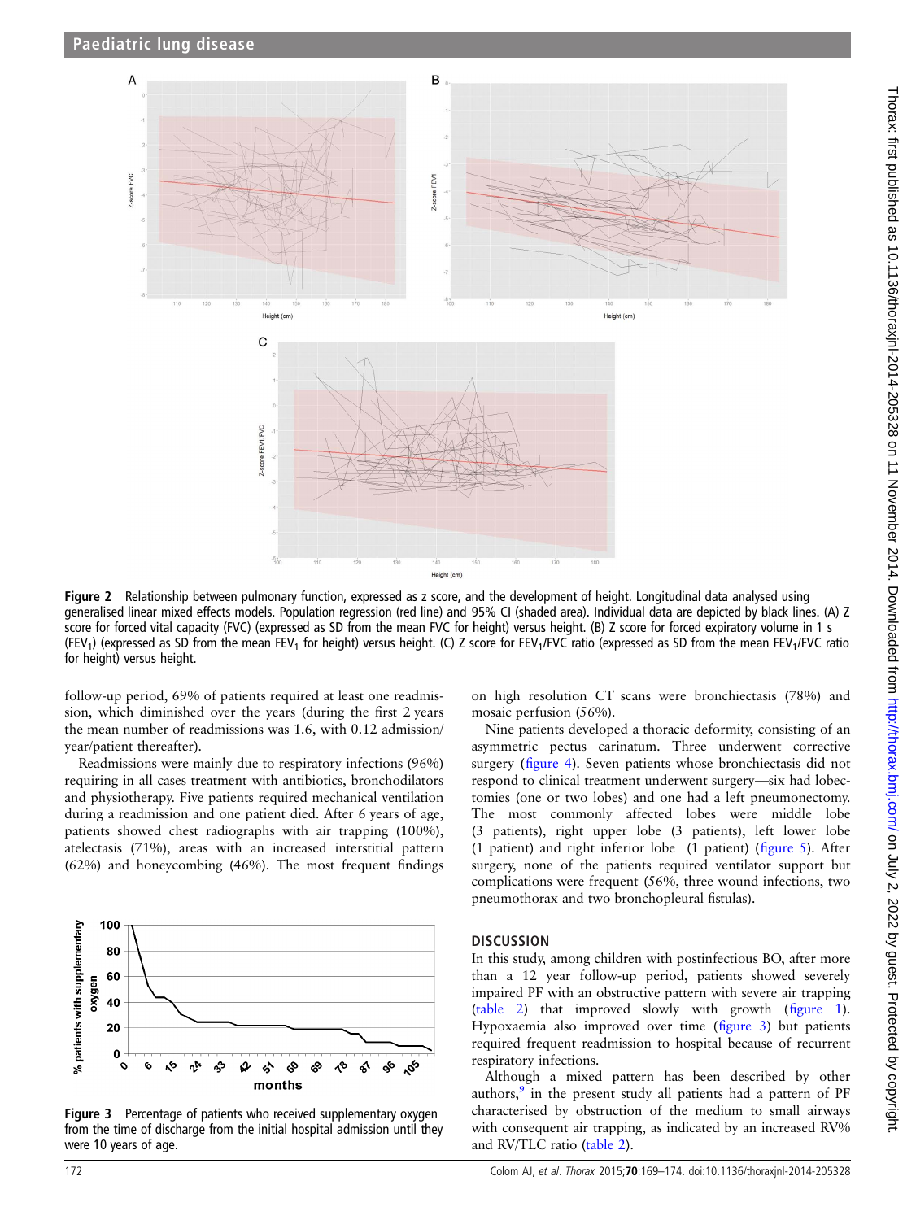**Figure 2** Relationship between pulmonary function, expressed as z score, and the development of height. Longitudinal data analysed using generalised linear mixed effects models. Population regression (red line) and 95% CI (shaded area). Individual data are depicted by black lines. (A) Z score for forced vital capacity (FVC) (expressed as SD from the mean FVC for height) versus height. (B) Z score for forced expiratory volume in 1 s ($FEV_1$) (expressed as SD from the mean $FEV_1$ for height) versus height. (C) Z score for $FEV_1$/FVC ratio (expressed as SD from the mean $FEV_1$/FVC ratio for height) versus height.

follow-up period, 69% of patients required at least one readmission, which diminished over the years (during the first 2 years the mean number of readmissions was 1.6, with 0.12 admission/year/patient thereafter).

Readmissions were mainly due to respiratory infections (96%) requiring in all cases treatment with antibiotics, bronchodilators and physiotherapy. Five patients required mechanical ventilation during a readmission and one patient died. After 6 years of age, patients showed chest radiographs with air trapping (100%), atelectasis (71%), areas with an increased interstitial pattern (62%) and honeycombing (46%). The most frequent findings on high resolution CT scans were bronchiectasis (78%) and mosaic perfusion (56%).

**Figure 3** Percentage of patients who received supplementary oxygen from the time of discharge from the initial hospital admission until they were 10 years of age.

Nine patients developed a thoracic deformity, consisting of an asymmetric pectus carinatum. Three underwent corrective surgery (figure 4). Seven patients whose bronchiectasis did not respond to clinical treatment underwent surgery—six had lobectomies (one or two lobes) and one had a left pneumonectomy. The most commonly affected lobes were middle lobe (3 patients), right upper lobe (3 patients), left lower lobe (1 patient) and right inferior lobe (1 patient) (figure 5). After surgery, none of the patients required ventilator support but complications were frequent (56%, three wound infections, two pneumothorax and two bronchopleural fistulas).

## DISCUSSION

In this study, among children with postinfectious BO, after more than a 12 year follow-up period, patients showed severely impaired PF with an obstructive pattern with severe air trapping (table 2) that improved slowly with growth (figure 1). Hypoxaemia also improved over time (figure 3) but patients required frequent readmission to hospital because of recurrent respiratory infections.

Although a mixed pattern has been described by other authors,[9] in the present study all patients had a pattern of PF characterised by obstruction of the medium to small airways with consequent air trapping, as indicated by an increased RV% and RV/TLC ratio (table 2).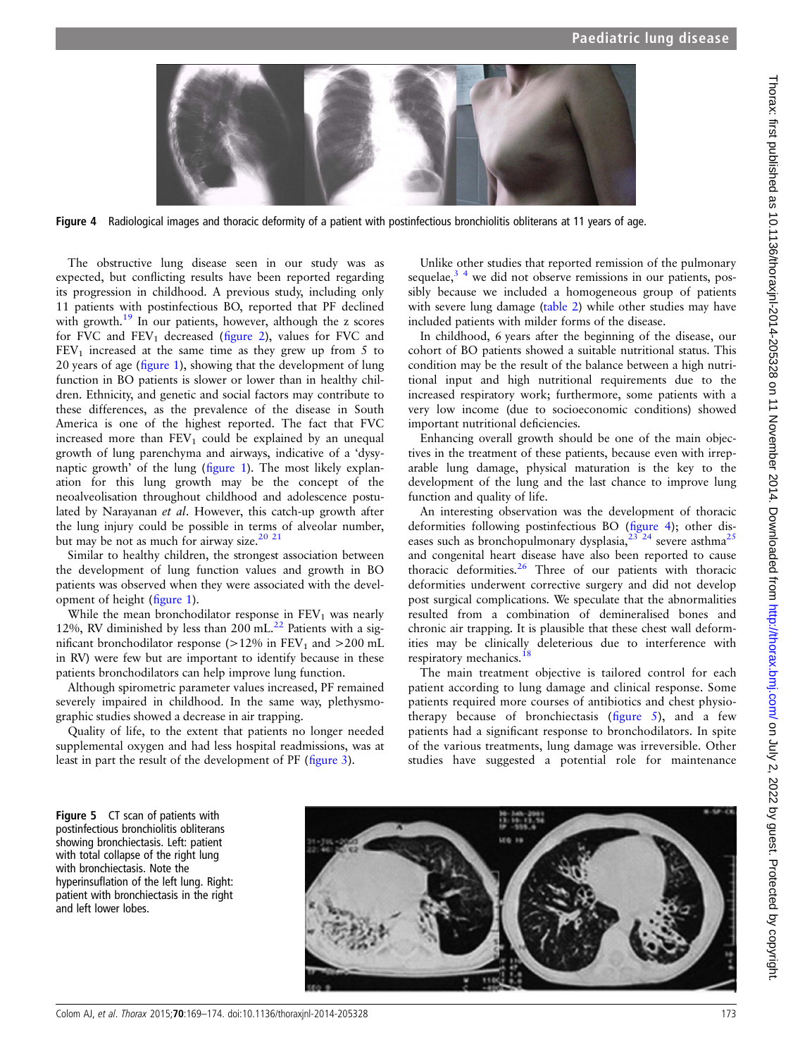Figure 4 Radiological images and thoracic deformity of a patient with postinfectious bronchiolitis obliterans at 11 years of age.

The obstructive lung disease seen in our study was as expected, but conflicting results have been reported regarding its progression in childhood. A previous study, including only 11 patients with postinfectious BO, reported that PF declined with growth.[19] In our patients, however, although the z scores for FVC and $FEV_1$ decreased (figure 2), values for FVC and $FEV_1$ increased at the same time as they grew up from 5 to 20 years of age (figure 1), showing that the development of lung function in BO patients is slower or lower than in healthy children. Ethnicity, and genetic and social factors may contribute to these differences, as the prevalence of the disease in South America is one of the highest reported. The fact that FVC increased more than $FEV_1$ could be explained by an unequal growth of lung parenchyma and airways, indicative of a 'dysynaptic growth' of the lung (figure 1). The most likely explanation for this lung growth may be the concept of the neoalveolisation throughout childhood and adolescence postulated by Narayanan *et al*. However, this catch-up growth after the lung injury could be possible in terms of alveolar number, but may be not as much for airway size.[20 21]

Similar to healthy children, the strongest association between the development of lung function values and growth in BO patients was observed when they were associated with the development of height (figure 1).

While the mean bronchodilator response in $FEV_1$ was nearly 12%, RV diminished by less than 200 mL.[22] Patients with a significant bronchodilator response (>12% in $FEV_1$ and >200 mL in RV) were few but are important to identify because in these patients bronchodilators can help improve lung function.

Although spirometric parameter values increased, PF remained severely impaired in childhood. In the same way, plethysmographic studies showed a decrease in air trapping.

Quality of life, to the extent that patients no longer needed supplemental oxygen and had less hospital readmissions, was at least in part the result of the development of PF (figure 3).

Unlike other studies that reported remission of the pulmonary sequelae,[3 4] we did not observe remissions in our patients, possibly because we included a homogeneous group of patients with severe lung damage (table 2) while other studies may have included patients with milder forms of the disease.

In childhood, 6 years after the beginning of the disease, our cohort of BO patients showed a suitable nutritional status. This condition may be the result of the balance between a high nutritional input and high nutritional requirements due to the increased respiratory work; furthermore, some patients with a very low income (due to socioeconomic conditions) showed important nutritional deficiencies.

Enhancing overall growth should be one of the main objectives in the treatment of these patients, because even with irreparable lung damage, physical maturation is the key to the development of the lung and the last chance to improve lung function and quality of life.

An interesting observation was the development of thoracic deformities following postinfectious BO (figure 4); other diseases such as bronchopulmonary dysplasia,[23 24] severe asthma[25] and congenital heart disease have also been reported to cause thoracic deformities.[26] Three of our patients with thoracic deformities underwent corrective surgery and did not develop post surgical complications. We speculate that the abnormalities resulted from a combination of demineralised bones and chronic air trapping. It is plausible that these chest wall deformities may be clinically deleterious due to interference with respiratory mechanics.[18]

The main treatment objective is tailored control for each patient according to lung damage and clinical response. Some patients required more courses of antibiotics and chest physiotherapy because of bronchiectasis (figure 5), and a few patients had a significant response to bronchodilators. In spite of the various treatments, lung damage was irreversible. Other studies have suggested a potential role for maintenance

Figure 5 CT scan of patients with postinfectious bronchiolitis obliterans showing bronchiectasis. Left: patient with total collapse of the right lung with bronchiectasis. Note the hyperinsuflation of the left lung. Right: patient with bronchiectasis in the right and left lower lobes.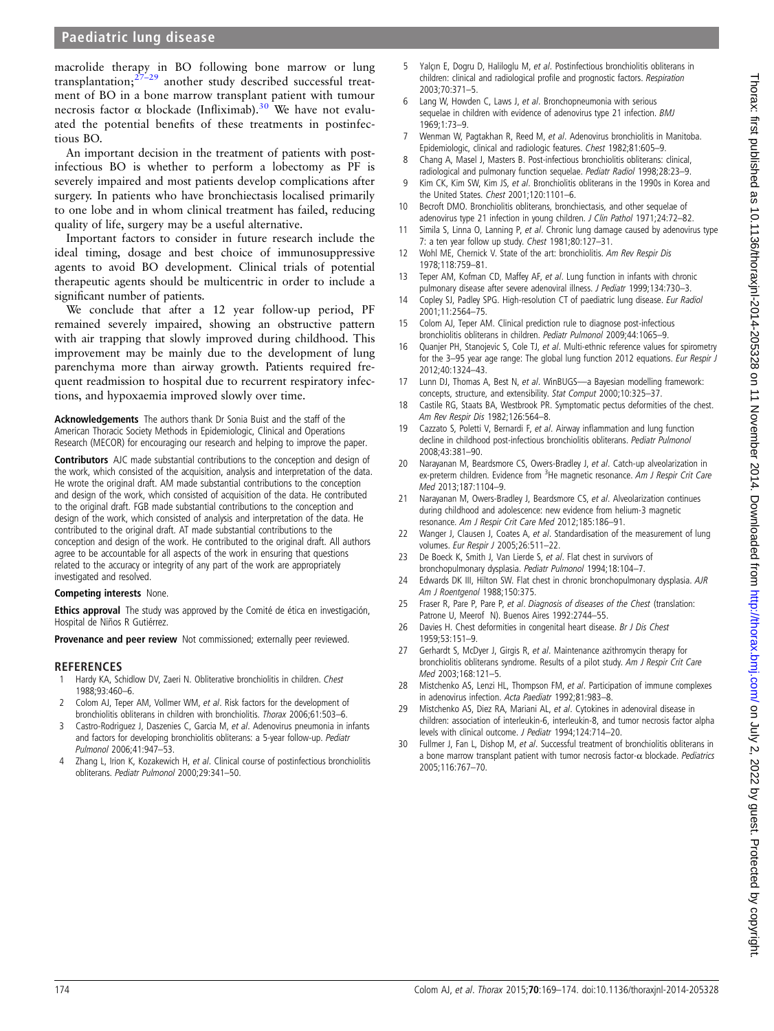macrolide therapy in BO following bone marrow or lung transplantation;[27–29] another study described successful treatment of BO in a bone marrow transplant patient with tumour necrosis factor α blockade (Infliximab).[30] We have not evaluated the potential benefits of these treatments in postinfectious BO.

An important decision in the treatment of patients with postinfectious BO is whether to perform a lobectomy as PF is severely impaired and most patients develop complications after surgery. In patients who have bronchiectasis localised primarily to one lobe and in whom clinical treatment has failed, reducing quality of life, surgery may be a useful alternative.

Important factors to consider in future research include the ideal timing, dosage and best choice of immunosuppressive agents to avoid BO development. Clinical trials of potential therapeutic agents should be multicentric in order to include a significant number of patients.

We conclude that after a 12 year follow-up period, PF remained severely impaired, showing an obstructive pattern with air trapping that slowly improved during childhood. This improvement may be mainly due to the development of lung parenchyma more than airway growth. Patients required frequent readmission to hospital due to recurrent respiratory infections, and hypoxaemia improved slowly over time.

**Acknowledgements** The authors thank Dr Sonia Buist and the staff of the American Thoracic Society Methods in Epidemiologic, Clinical and Operations Research (MECOR) for encouraging our research and helping to improve the paper.

**Contributors** AJC made substantial contributions to the conception and design of the work, which consisted of the acquisition, analysis and interpretation of the data. He wrote the original draft. AM made substantial contributions to the conception and design of the work, which consisted of acquisition of the data. He contributed to the original draft. FGB made substantial contributions to the conception and design of the work, which consisted of analysis and interpretation of the data. He contributed to the original draft. AT made substantial contributions to the conception and design of the work. He contributed to the original draft. All authors agree to be accountable for all aspects of the work in ensuring that questions related to the accuracy or integrity of any part of the work are appropriately investigated and resolved.

**Competing interests** None.

**Ethics approval** The study was approved by the Comité de ética en investigación, Hospital de Niños R Gutiérrez.

**Provenance and peer review** Not commissioned; externally peer reviewed.

## REFERENCES

1. Hardy KA, Schidlow DV, Zaeri N. Obliterative bronchiolitis in children. *Chest* 1988;93:460–6.
2. Colom AJ, Teper AM, Vollmer WM, *et al*. Risk factors for the development of bronchiolitis obliterans in children with bronchiolitis. *Thorax* 2006;61:503–6.
3. Castro-Rodriguez J, Daszenies C, Garcia M, *et al*. Adenovirus pneumonia in infants and factors for developing bronchiolitis obliterans: a 5-year follow-up. *Pediatr Pulmonol* 2006;41:947–53.
4. Zhang L, Irion K, Kozakewich H, *et al*. Clinical course of postinfectious bronchiolitis obliterans. *Pediatr Pulmonol* 2000;29:341–50.
5. Yalçın E, Dogru D, Haliloglu M, *et al*. Postinfectious bronchiolitis obliterans in children: clinical and radiological profile and prognostic factors. *Respiration* 2003;70:371–5.
6. Lang W, Howden C, Laws J, *et al*. Bronchopneumonia with serious sequelae in children with evidence of adenovirus type 21 infection. *BMJ* 1969;1:73–9.
7. Wenman W, Pagtakhan R, Reed M, *et al*. Adenovirus bronchiolitis in Manitoba. Epidemiologic, clinical and radiologic features. *Chest* 1982;81:605–9.
8. Chang A, Masel J, Masters B. Post-infectious bronchiolitis obliterans: clinical, radiological and pulmonary function sequelae. *Pediatr Radiol* 1998;28:23–9.
9. Kim CK, Kim SW, Kim JS, *et al*. Bronchiolitis obliterans in the 1990s in Korea and the United States. *Chest* 2001;120:1101–6.
10. Becroft DMO. Bronchiolitis obliterans, bronchiectasis, and other sequelae of adenovirus type 21 infection in young children. *J Clin Pathol* 1971;24:72–82.
11. Simila S, Linna O, Lanning P, *et al*. Chronic lung damage caused by adenovirus type 7: a ten year follow up study. *Chest* 1981;80:127–31.
12. Wohl ME, Chernick V. State of the art: bronchiolitis. *Am Rev Respir Dis* 1978;118:759–81.
13. Teper AM, Kofman CD, Maffey AF, *et al*. Lung function in infants with chronic pulmonary disease after severe adenoviral illness. *J Pediatr* 1999;134:730–3.
14. Copley SJ, Padley SPG. High-resolution CT of paediatric lung disease. *Eur Radiol* 2001;11:2564–75.
15. Colom AJ, Teper AM. Clinical prediction rule to diagnose post-infectious bronchiolitis obliterans in children. *Pediatr Pulmonol* 2009;44:1065–9.
16. Quanjer PH, Stanojevic S, Cole TJ, *et al*. Multi-ethnic reference values for spirometry for the 3–95 year age range: The global lung function 2012 equations. *Eur Respir J* 2012;40:1324–43.
17. Lunn DJ, Thomas A, Best N, *et al*. WinBUGS—a Bayesian modelling framework: concepts, structure, and extensibility. *Stat Comput* 2000;10:325–37.
18. Castile RG, Staats BA, Westbrook PR. Symptomatic pectus deformities of the chest. *Am Rev Respir Dis* 1982;126:564–8.
19. Cazzato S, Poletti V, Bernardi F, *et al*. Airway inflammation and lung function decline in childhood post-infectious bronchiolitis obliterans. *Pediatr Pulmonol* 2008;43:381–90.
20. Narayanan M, Beardsmore CS, Owers-Bradley J, *et al*. Catch-up alveolarization in ex-preterm children. Evidence from $^{3}$He magnetic resonance. *Am J Respir Crit Care Med* 2013;187:1104–9.
21. Narayanan M, Owers-Bradley J, Beardsmore CS, *et al*. Alveolarization continues during childhood and adolescence: new evidence from helium-3 magnetic resonance. *Am J Respir Crit Care Med* 2012;185:186–91.
22. Wanger J, Clausen J, Coates A, *et al*. Standardisation of the measurement of lung volumes. *Eur Respir J* 2005;26:511–22.
23. De Boeck K, Smith J, Van Lierde S, *et al*. Flat chest in survivors of bronchopulmonary dysplasia. *Pediatr Pulmonol* 1994;18:104–7.
24. Edwards DK III, Hilton SW. Flat chest in chronic bronchopulmonary dysplasia. *AJR Am J Roentgenol* 1988;150:375.
25. Fraser R, Pare P, Pare P, *et al*. *Diagnosis of diseases of the Chest* (translation: Patrone U, Meerof N). Buenos Aires 1992:2744–55.
26. Davies H. Chest deformities in congenital heart disease. *Br J Dis Chest* 1959;53:151–9.
27. Gerhardt S, McDyer J, Girgis R, *et al*. Maintenance azithromycin therapy for bronchiolitis obliterans syndrome. Results of a pilot study. *Am J Respir Crit Care Med* 2003;168:121–5.
28. Mistchenko AS, Lenzi HL, Thompson FM, *et al*. Participation of immune complexes in adenovirus infection. *Acta Paediatr* 1992;81:983–8.
29. Mistchenko AS, Diez RA, Mariani AL, *et al*. Cytokines in adenoviral disease in children: association of interleukin-6, interleukin-8, and tumor necrosis factor alpha levels with clinical outcome. *J Pediatr* 1994;124:714–20.
30. Fullmer J, Fan L, Dishop M, *et al*. Successful treatment of bronchiolitis obliterans in a bone marrow transplant patient with tumor necrosis factor-α blockade. *Pediatrics* 2005;116:767–70.